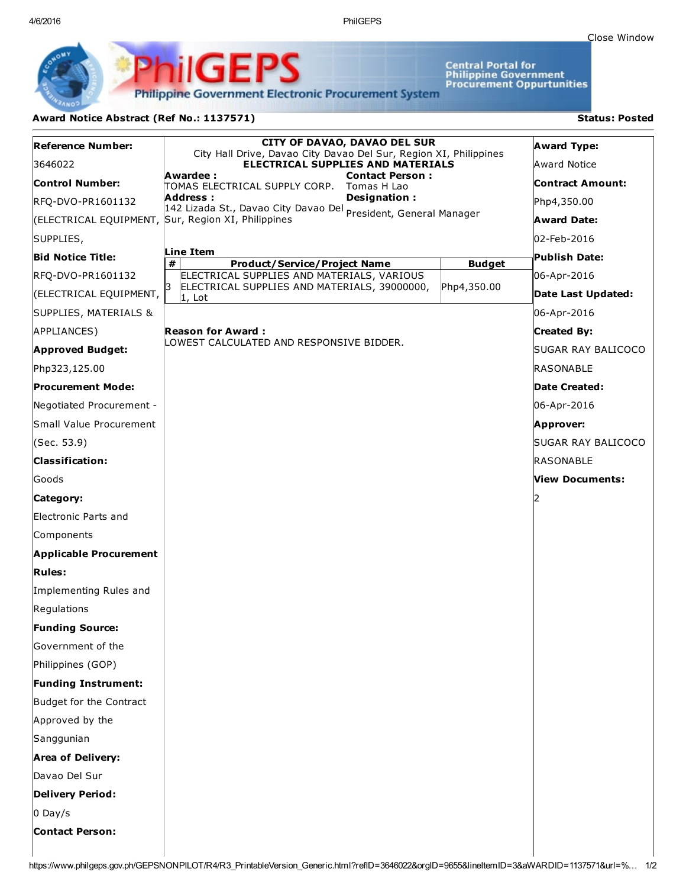Close Window

**PhilGEPS** Philippine Government Electronic Procurement System

Central Portal for Philippine Government Procurement Oppurtunities

## Award Notice Abstract (Ref No.: 1137571)

**Status: Posted**

**Reference Number:**
3646022

**Control Number:**
RFQ-DVO-PR1601132 (ELECTRICAL EQUIPMENT, SUPPLIES,

**Bid Notice Title:**
RFQ-DVO-PR1601132 (ELECTRICAL EQUIPMENT, SUPPLIES, MATERIALS & APPLIANCES)

**Approved Budget:**
Php323,125.00

**Procurement Mode:**
Negotiated Procurement - Small Value Procurement (Sec. 53.9)

**Classification:**
Goods

**Category:**
Electronic Parts and Components

**Applicable Procurement Rules:**
Implementing Rules and Regulations

**Funding Source:**
Government of the Philippines (GOP)

**Funding Instrument:**
Budget for the Contract Approved by the Sanggunian

**Area of Delivery:**
Davao Del Sur

**Delivery Period:**
0 Day/s

**Contact Person:**

---

**CITY OF DAVAO, DAVAO DEL SUR**
City Hall Drive, Davao City Davao Del Sur, Region XI, Philippines
**ELECTRICAL SUPPLIES AND MATERIALS**

**Awardee :**
TOMAS ELECTRICAL SUPPLY CORP.

**Address :**
142 Lizada St., Davao City Davao Del Sur, Region XI, Philippines

**Contact Person :**
Tomas H Lao

**Designation :**
President, General Manager

**Line Item**

| # | Product/Service/Project Name | Budget |
|---|---|---|
| 3 | ELECTRICAL SUPPLIES AND MATERIALS, VARIOUS ELECTRICAL SUPPLIES AND MATERIALS, 39000000, 1, Lot | Php4,350.00 |

**Reason for Award :**
LOWEST CALCULATED AND RESPONSIVE BIDDER.

---

**Award Type:**
Award Notice

**Contract Amount:**
Php4,350.00

**Award Date:**
02-Feb-2016

**Publish Date:**
06-Apr-2016

**Date Last Updated:**
06-Apr-2016

**Created By:**
SUGAR RAY BALICOCO RASONABLE

**Date Created:**
06-Apr-2016

**Approver:**
SUGAR RAY BALICOCO RASONABLE

**View Documents:**
2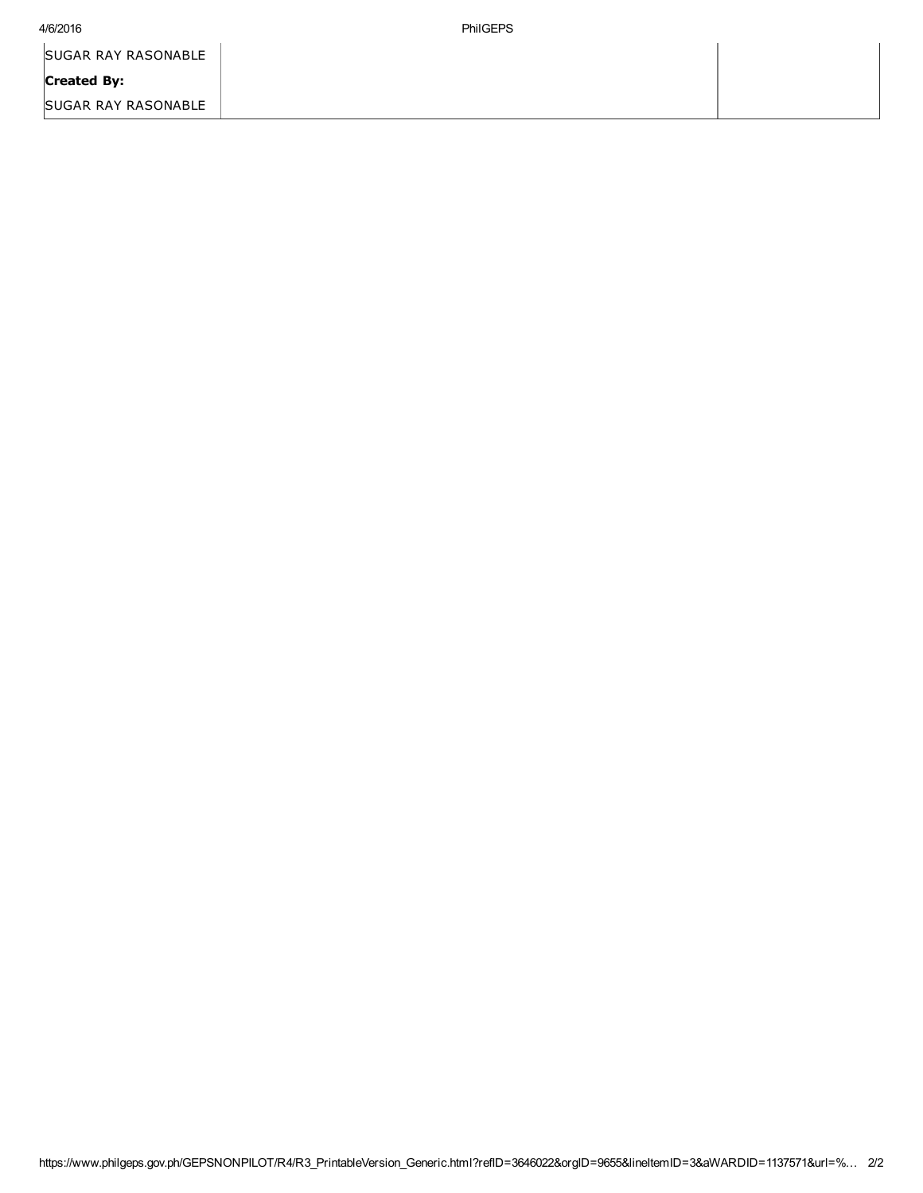| | | |
|---|---|---|
| SUGAR RAY RASONABLE | | |
| **Created By:** | | |
| SUGAR RAY RASONABLE | | |